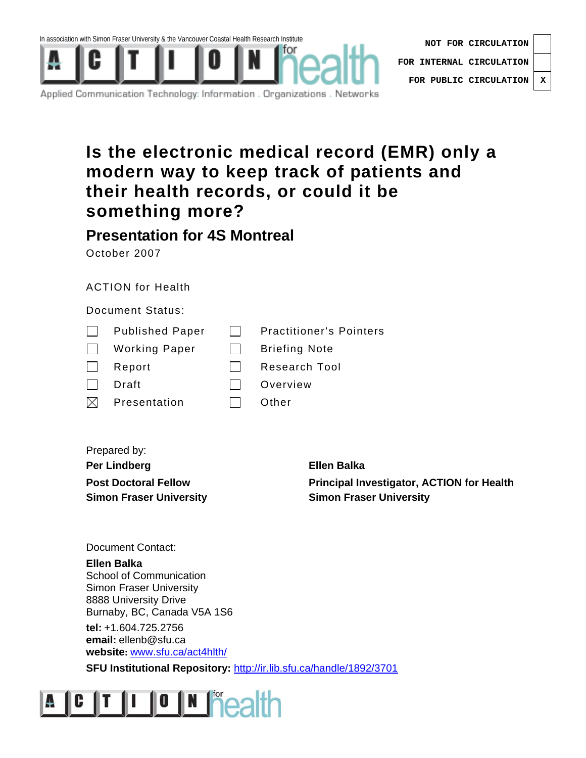In association with Simon Fraser University & the Vancouver Coastal Health Research Institute

ACTION for health

Applied Communication Technology: Information . Organizations . Networks

| | |
|---|---|
| NOT FOR CIRCULATION | |
| FOR INTERNAL CIRCULATION | |
| FOR PUBLIC CIRCULATION | X |

# Is the electronic medical record (EMR) only a modern way to keep track of patients and their health records, or could it be something more?

## Presentation for 4S Montreal

October 2007

ACTION for Health

Document Status:

| | | | |
|---|---|---|---|
| ☐ | Published Paper | ☐ | Practitioner's Pointers |
| ☐ | Working Paper | ☐ | Briefing Note |
| ☐ | Report | ☐ | Research Tool |
| ☐ | Draft | ☐ | Overview |
| ☒ | Presentation | ☐ | Other |

Prepared by:

**Per Lindberg**
**Post Doctoral Fellow**
**Simon Fraser University**

**Ellen Balka**
**Principal Investigator, ACTION for Health**
**Simon Fraser University**

Document Contact:

**Ellen Balka**
School of Communication
Simon Fraser University
8888 University Drive
Burnaby, BC, Canada V5A 1S6

**tel:** +1.604.725.2756
**email:** ellenb@sfu.ca
**website:** www.sfu.ca/act4hlth/

**SFU Institutional Repository:** http://ir.lib.sfu.ca/handle/1892/3701

ACTION for health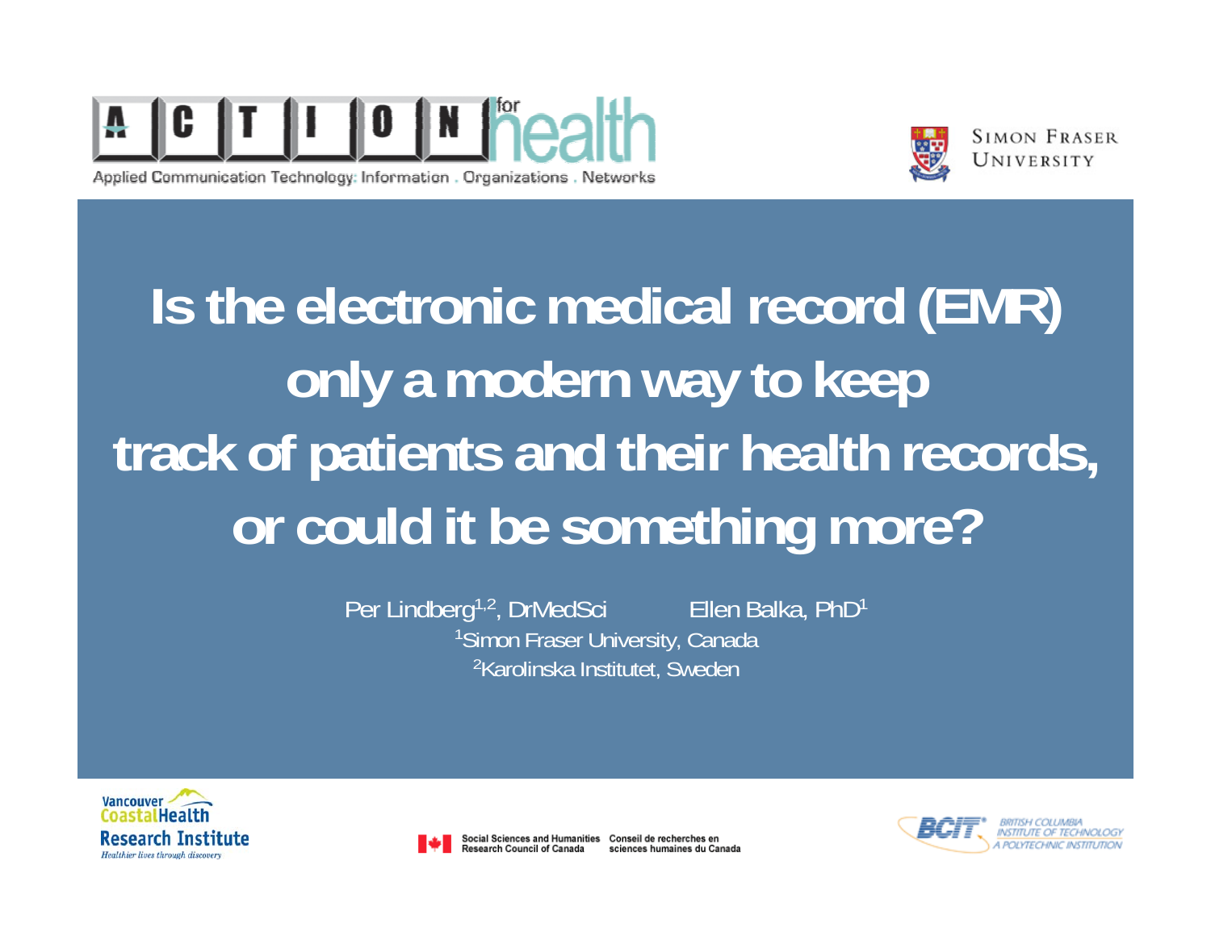ACTION for health

Applied Communication Technology: Information . Organizations . Networks

SIMON FRASER UNIVERSITY

# Is the electronic medical record (EMR) only a modern way to keep track of patients and their health records, or could it be something more?

Per Lindberg[1,2], DrMedSci Ellen Balka, PhD[1]

[1]Simon Fraser University, Canada

[2]Karolinska Institutet, Sweden

Vancouver Coastal Health Research Institute
Healthier lives through discovery

Social Sciences and Humanities Research Council of Canada
Conseil de recherches en sciences humaines du Canada

BCIT BRITISH COLUMBIA INSTITUTE OF TECHNOLOGY
A POLYTECHNIC INSTITUTION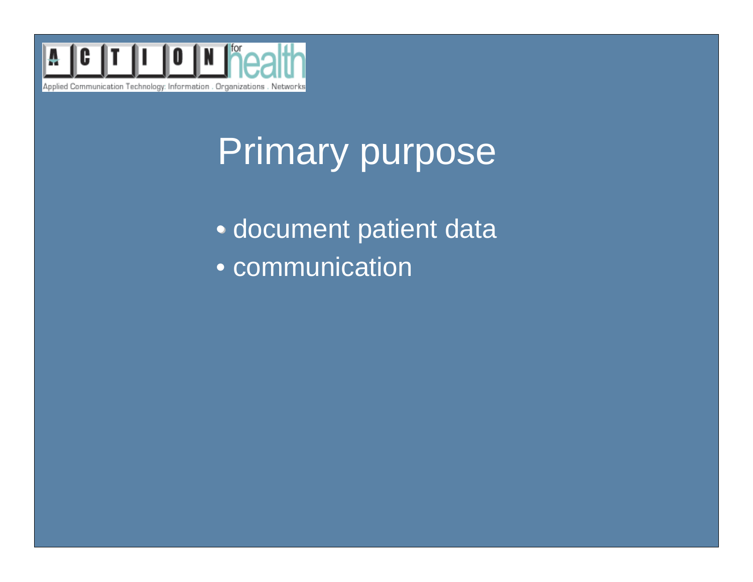# Primary purpose

- document patient data
- communication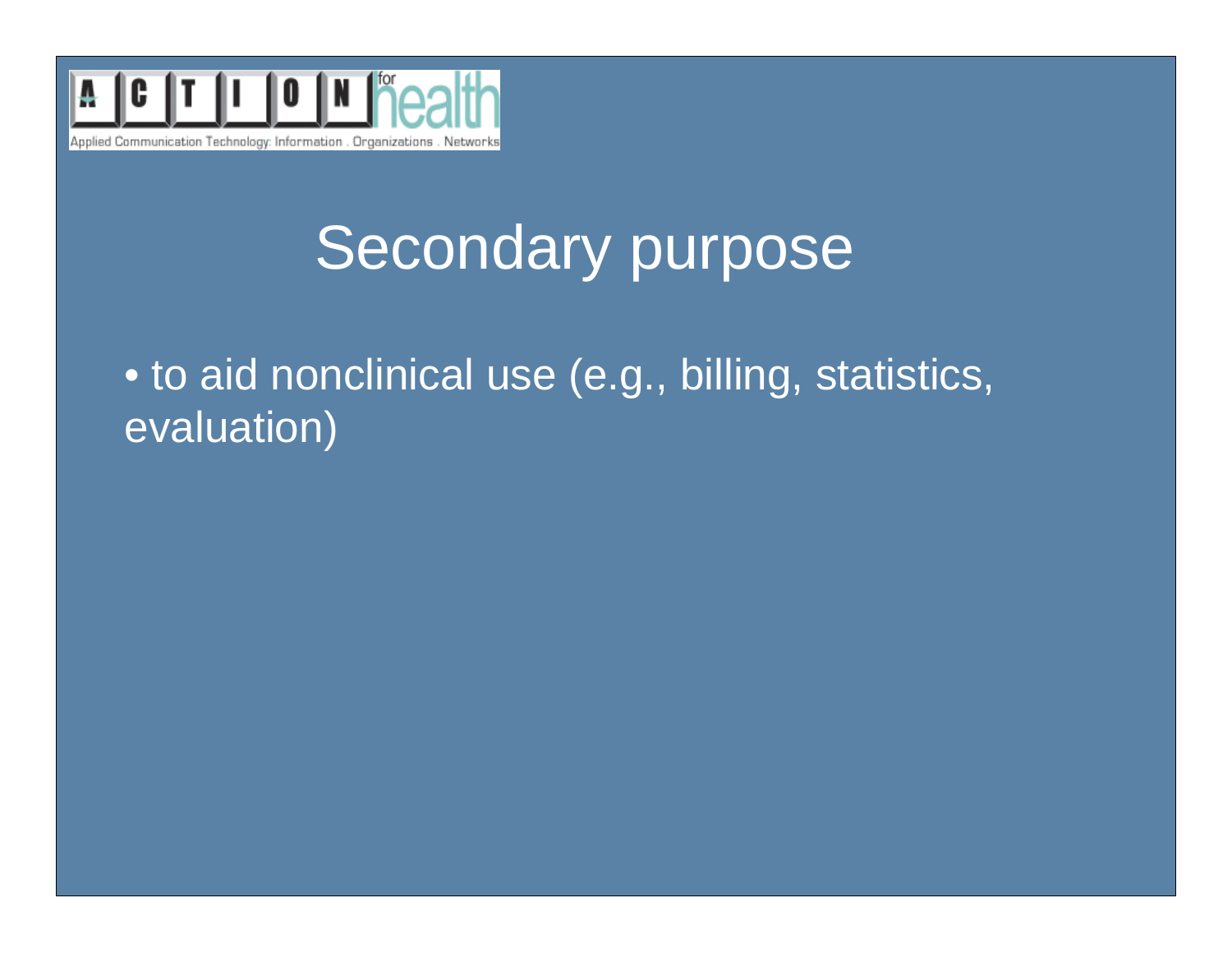# Secondary purpose

- to aid nonclinical use (e.g., billing, statistics, evaluation)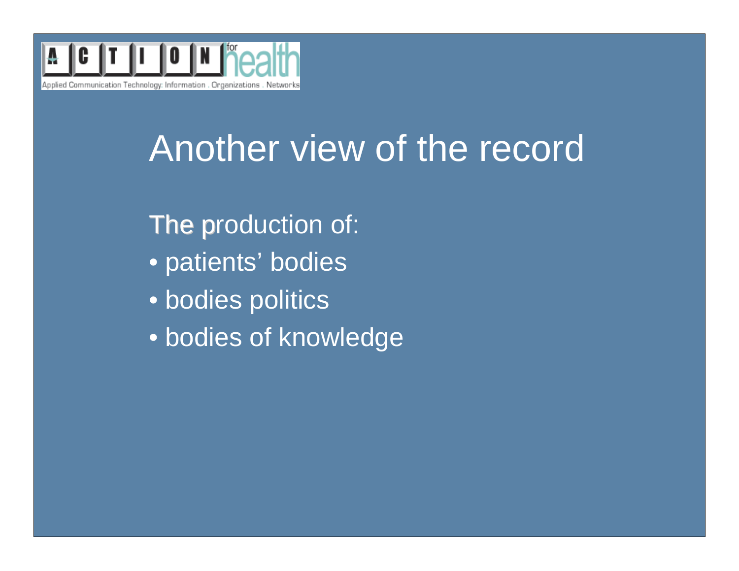# Another view of the record

The production of:

- patients' bodies
- bodies politics
- bodies of knowledge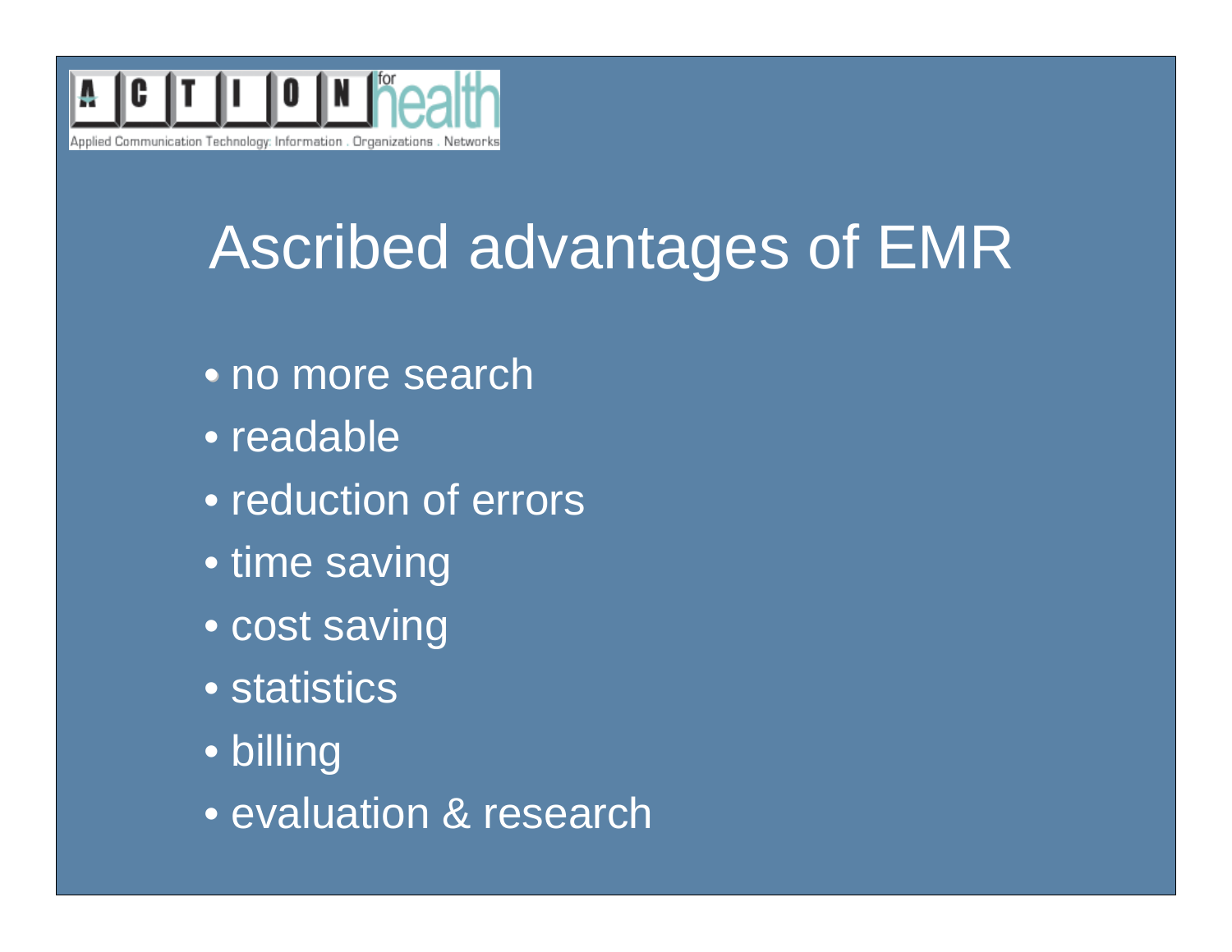# Ascribed advantages of EMR

- no more search
- readable
- reduction of errors
- time saving
- cost saving
- statistics
- billing
- evaluation & research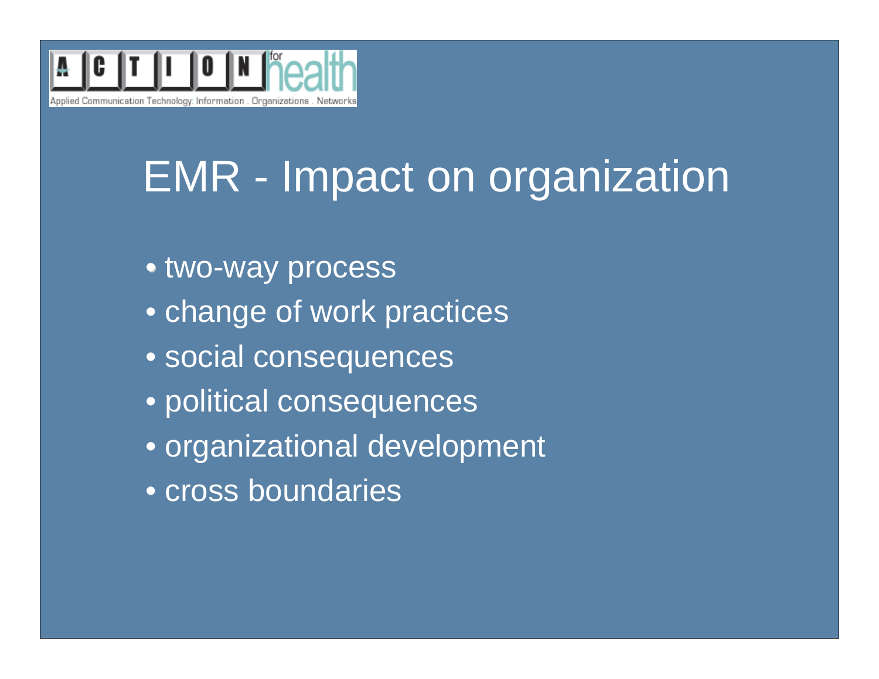ACTION for health

Applied Communication Technology: Information . Organizations . Networks

# EMR - Impact on organization

- two-way process
- change of work practices
- social consequences
- political consequences
- organizational development
- cross boundaries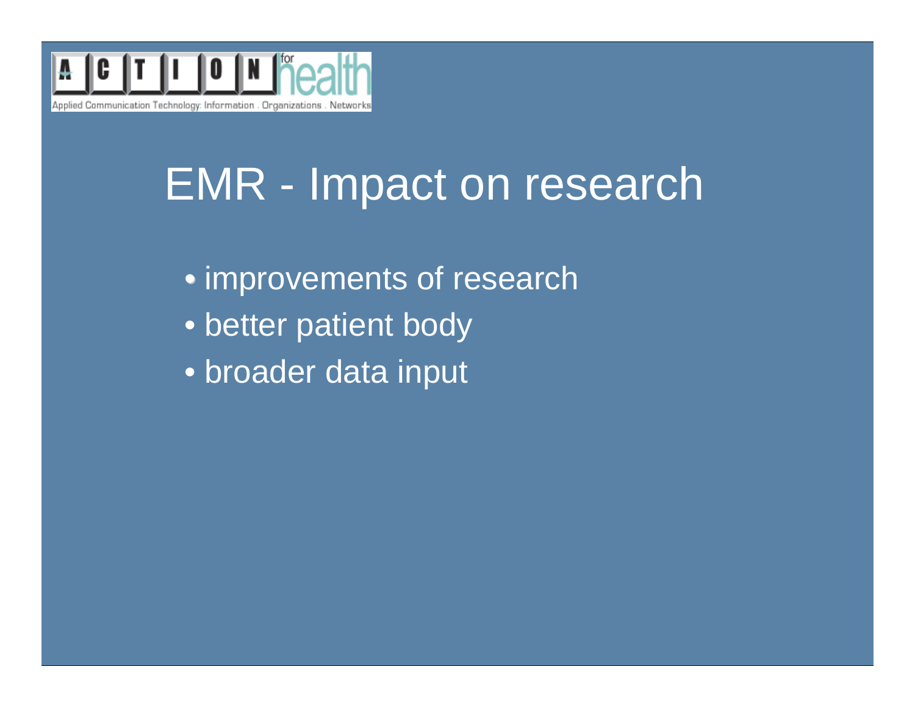# EMR - Impact on research

- improvements of research
- better patient body
- broader data input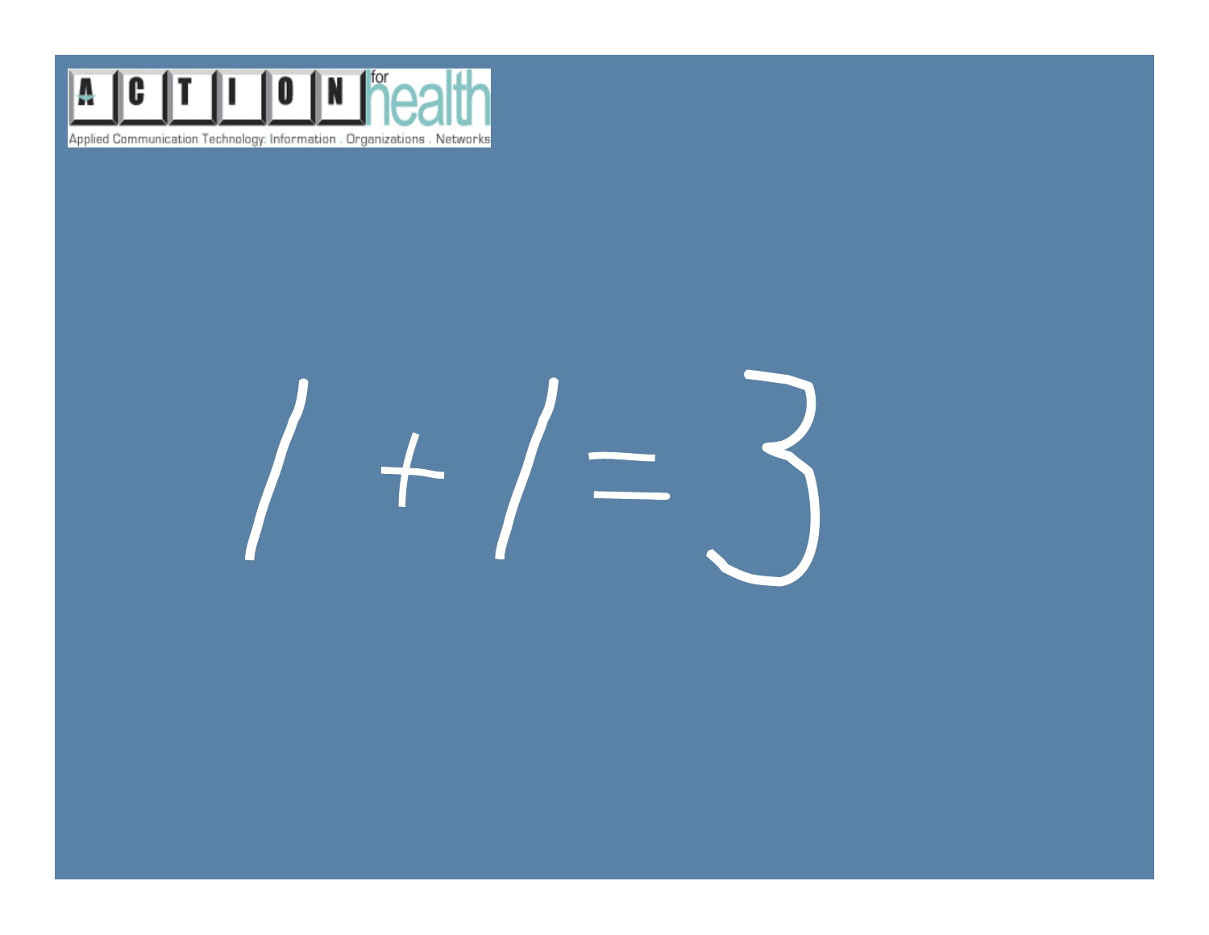ACTION for health

Applied Communication Technology: Information . Organizations . Networks

$$1 + 1 = 3$$